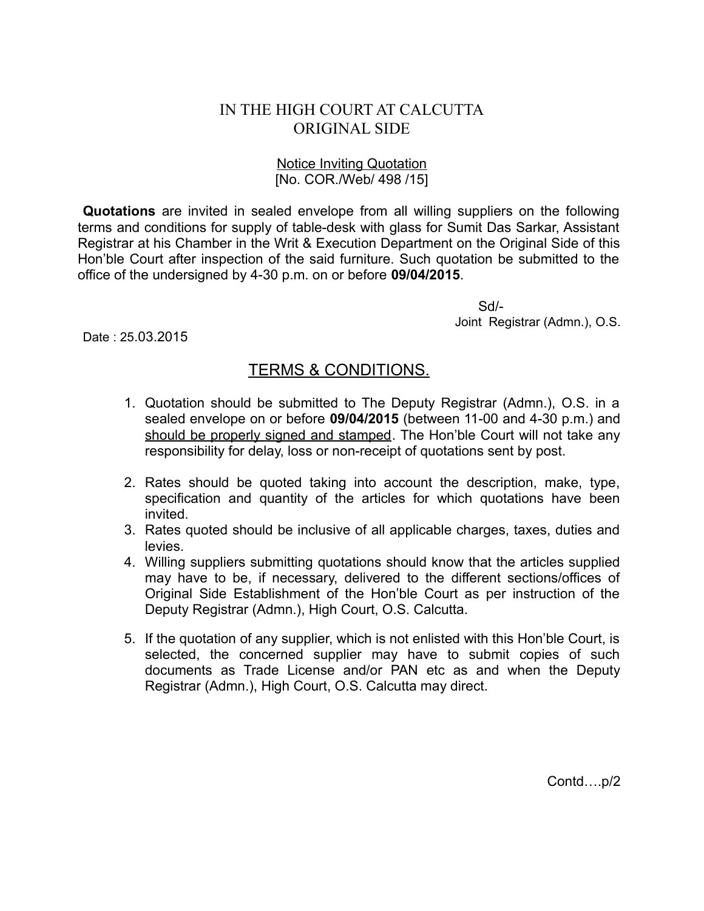# IN THE HIGH COURT AT CALCUTTA
## ORIGINAL SIDE

Notice Inviting Quotation
[No. COR./Web/ 498 /15]

**Quotations** are invited in sealed envelope from all willing suppliers on the following terms and conditions for supply of table-desk with glass for Sumit Das Sarkar, Assistant Registrar at his Chamber in the Writ & Execution Department on the Original Side of this Hon'ble Court after inspection of the said furniture. Such quotation be submitted to the office of the undersigned by 4-30 p.m. on or before **09/04/2015**.

Sd/-
Joint Registrar (Admn.), O.S.

Date : 25.03.2015

## TERMS & CONDITIONS.

1. Quotation should be submitted to The Deputy Registrar (Admn.), O.S. in a sealed envelope on or before **09/04/2015** (between 11-00 and 4-30 p.m.) and should be properly signed and stamped. The Hon'ble Court will not take any responsibility for delay, loss or non-receipt of quotations sent by post.

2. Rates should be quoted taking into account the description, make, type, specification and quantity of the articles for which quotations have been invited.
3. Rates quoted should be inclusive of all applicable charges, taxes, duties and levies.
4. Willing suppliers submitting quotations should know that the articles supplied may have to be, if necessary, delivered to the different sections/offices of Original Side Establishment of the Hon'ble Court as per instruction of the Deputy Registrar (Admn.), High Court, O.S. Calcutta.

5. If the quotation of any supplier, which is not enlisted with this Hon'ble Court, is selected, the concerned supplier may have to submit copies of such documents as Trade License and/or PAN etc as and when the Deputy Registrar (Admn.), High Court, O.S. Calcutta may direct.

Contd….p/2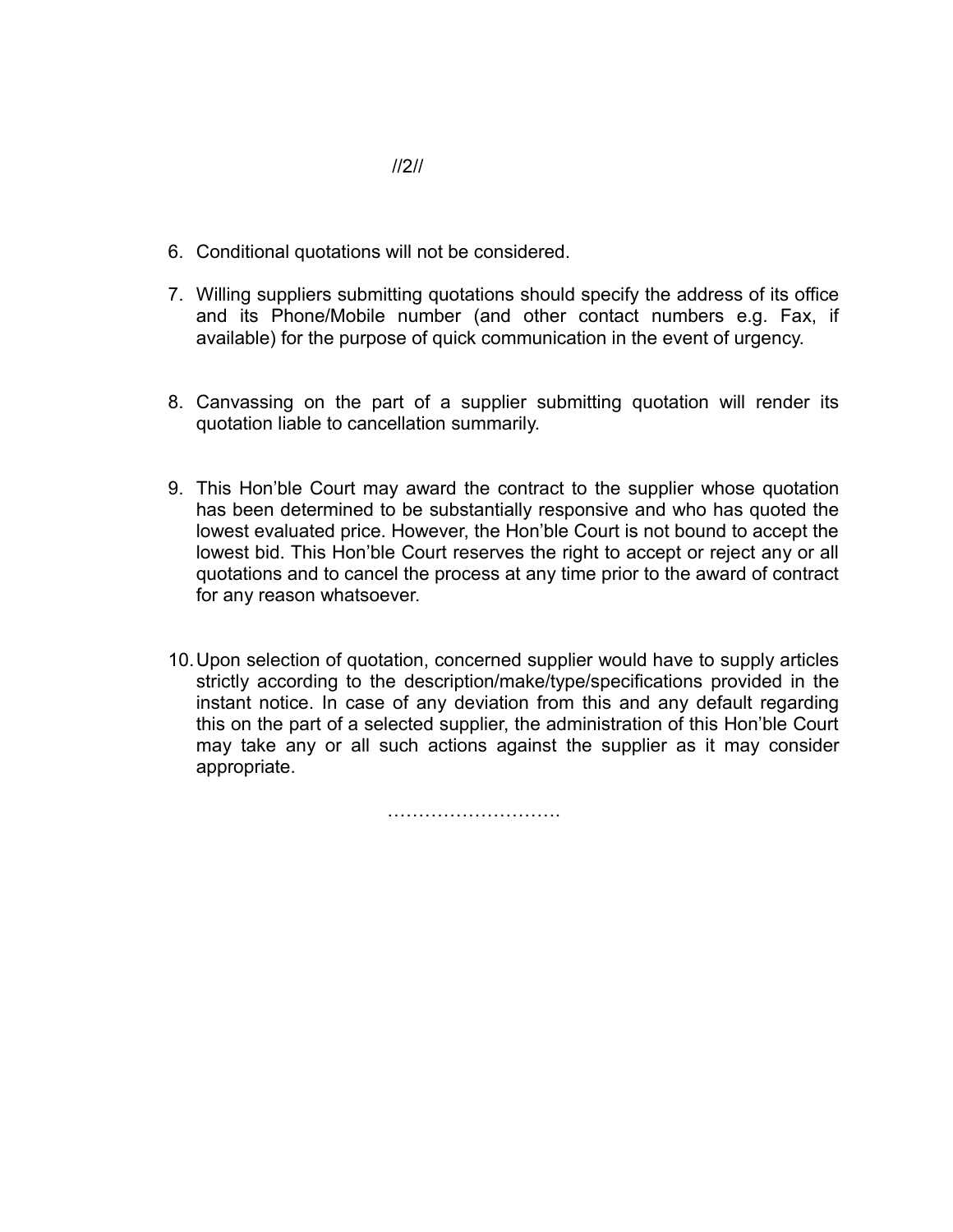6. Conditional quotations will not be considered.

7. Willing suppliers submitting quotations should specify the address of its office and its Phone/Mobile number (and other contact numbers e.g. Fax, if available) for the purpose of quick communication in the event of urgency.

8. Canvassing on the part of a supplier submitting quotation will render its quotation liable to cancellation summarily.

9. This Hon'ble Court may award the contract to the supplier whose quotation has been determined to be substantially responsive and who has quoted the lowest evaluated price. However, the Hon'ble Court is not bound to accept the lowest bid. This Hon'ble Court reserves the right to accept or reject any or all quotations and to cancel the process at any time prior to the award of contract for any reason whatsoever.

10. Upon selection of quotation, concerned supplier would have to supply articles strictly according to the description/make/type/specifications provided in the instant notice. In case of any deviation from this and any default regarding this on the part of a selected supplier, the administration of this Hon'ble Court may take any or all such actions against the supplier as it may consider appropriate.

……………………….